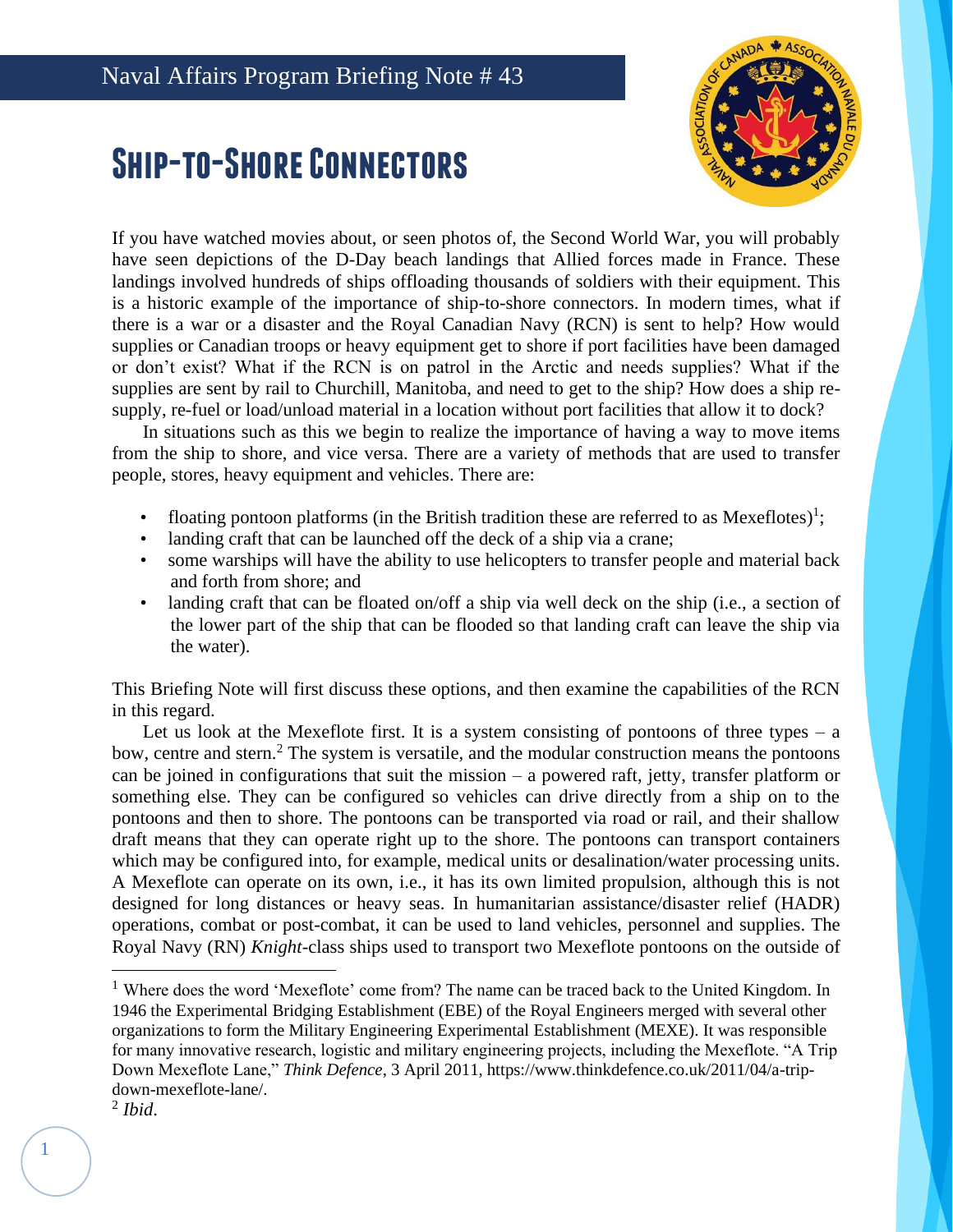Naval Affairs Program Briefing Note # 43

# Ship-to-Shore Connectors

If you have watched movies about, or seen photos of, the Second World War, you will probably have seen depictions of the D-Day beach landings that Allied forces made in France. These landings involved hundreds of ships offloading thousands of soldiers with their equipment. This is a historic example of the importance of ship-to-shore connectors. In modern times, what if there is a war or a disaster and the Royal Canadian Navy (RCN) is sent to help? How would supplies or Canadian troops or heavy equipment get to shore if port facilities have been damaged or don't exist? What if the RCN is on patrol in the Arctic and needs supplies? What if the supplies are sent by rail to Churchill, Manitoba, and need to get to the ship? How does a ship re-supply, re-fuel or load/unload material in a location without port facilities that allow it to dock?

In situations such as this we begin to realize the importance of having a way to move items from the ship to shore, and vice versa. There are a variety of methods that are used to transfer people, stores, heavy equipment and vehicles. There are:

- floating pontoon platforms (in the British tradition these are referred to as Mexeflotes)[1];
- landing craft that can be launched off the deck of a ship via a crane;
- some warships will have the ability to use helicopters to transfer people and material back and forth from shore; and
- landing craft that can be floated on/off a ship via well deck on the ship (i.e., a section of the lower part of the ship that can be flooded so that landing craft can leave the ship via the water).

This Briefing Note will first discuss these options, and then examine the capabilities of the RCN in this regard.

Let us look at the Mexeflote first. It is a system consisting of pontoons of three types – a bow, centre and stern.[2] The system is versatile, and the modular construction means the pontoons can be joined in configurations that suit the mission – a powered raft, jetty, transfer platform or something else. They can be configured so vehicles can drive directly from a ship on to the pontoons and then to shore. The pontoons can be transported via road or rail, and their shallow draft means that they can operate right up to the shore. The pontoons can transport containers which may be configured into, for example, medical units or desalination/water processing units. A Mexeflote can operate on its own, i.e., it has its own limited propulsion, although this is not designed for long distances or heavy seas. In humanitarian assistance/disaster relief (HADR) operations, combat or post-combat, it can be used to land vehicles, personnel and supplies. The Royal Navy (RN) *Knight*-class ships used to transport two Mexeflote pontoons on the outside of

---

[1] Where does the word 'Mexeflote' come from? The name can be traced back to the United Kingdom. In 1946 the Experimental Bridging Establishment (EBE) of the Royal Engineers merged with several other organizations to form the Military Engineering Experimental Establishment (MEXE). It was responsible for many innovative research, logistic and military engineering projects, including the Mexeflote. "A Trip Down Mexeflote Lane," *Think Defence*, 3 April 2011, https://www.thinkdefence.co.uk/2011/04/a-trip-down-mexeflote-lane/.

[2] *Ibid*.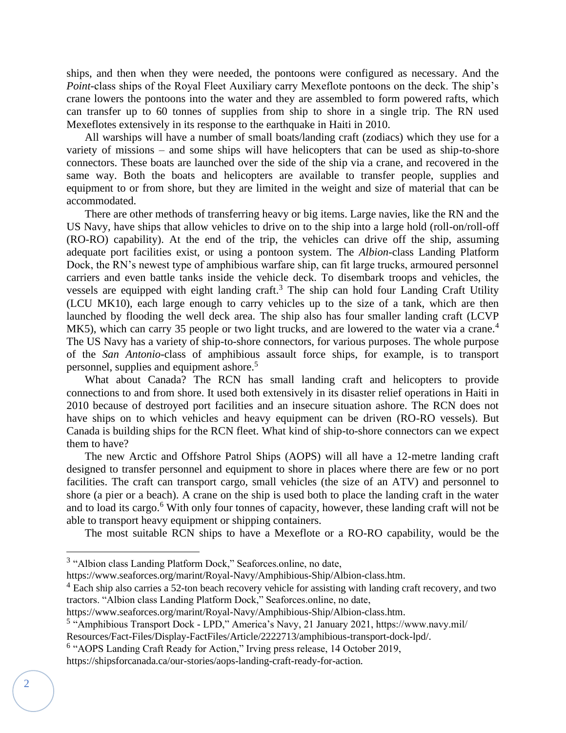ships, and then when they were needed, the pontoons were configured as necessary. And the *Point*-class ships of the Royal Fleet Auxiliary carry Mexeflote pontoons on the deck. The ship's crane lowers the pontoons into the water and they are assembled to form powered rafts, which can transfer up to 60 tonnes of supplies from ship to shore in a single trip. The RN used Mexeflotes extensively in its response to the earthquake in Haiti in 2010.

All warships will have a number of small boats/landing craft (zodiacs) which they use for a variety of missions – and some ships will have helicopters that can be used as ship-to-shore connectors. These boats are launched over the side of the ship via a crane, and recovered in the same way. Both the boats and helicopters are available to transfer people, supplies and equipment to or from shore, but they are limited in the weight and size of material that can be accommodated.

There are other methods of transferring heavy or big items. Large navies, like the RN and the US Navy, have ships that allow vehicles to drive on to the ship into a large hold (roll-on/roll-off (RO-RO) capability). At the end of the trip, the vehicles can drive off the ship, assuming adequate port facilities exist, or using a pontoon system. The *Albion*-class Landing Platform Dock, the RN's newest type of amphibious warfare ship, can fit large trucks, armoured personnel carriers and even battle tanks inside the vehicle deck. To disembark troops and vehicles, the vessels are equipped with eight landing craft.[3] The ship can hold four Landing Craft Utility (LCU MK10), each large enough to carry vehicles up to the size of a tank, which are then launched by flooding the well deck area. The ship also has four smaller landing craft (LCVP MK5), which can carry 35 people or two light trucks, and are lowered to the water via a crane.[4] The US Navy has a variety of ship-to-shore connectors, for various purposes. The whole purpose of the *San Antonio*-class of amphibious assault force ships, for example, is to transport personnel, supplies and equipment ashore.[5]

What about Canada? The RCN has small landing craft and helicopters to provide connections to and from shore. It used both extensively in its disaster relief operations in Haiti in 2010 because of destroyed port facilities and an insecure situation ashore. The RCN does not have ships on to which vehicles and heavy equipment can be driven (RO-RO vessels). But Canada is building ships for the RCN fleet. What kind of ship-to-shore connectors can we expect them to have?

The new Arctic and Offshore Patrol Ships (AOPS) will all have a 12-metre landing craft designed to transfer personnel and equipment to shore in places where there are few or no port facilities. The craft can transport cargo, small vehicles (the size of an ATV) and personnel to shore (a pier or a beach). A crane on the ship is used both to place the landing craft in the water and to load its cargo.[6] With only four tonnes of capacity, however, these landing craft will not be able to transport heavy equipment or shipping containers.

The most suitable RCN ships to have a Mexeflote or a RO-RO capability, would be the

---

[3] "Albion class Landing Platform Dock," Seaforces.online, no date, https://www.seaforces.org/marint/Royal-Navy/Amphibious-Ship/Albion-class.htm.

[4] Each ship also carries a 52-ton beach recovery vehicle for assisting with landing craft recovery, and two tractors. "Albion class Landing Platform Dock," Seaforces.online, no date, https://www.seaforces.org/marint/Royal-Navy/Amphibious-Ship/Albion-class.htm.

[5] "Amphibious Transport Dock - LPD," America's Navy, 21 January 2021, https://www.navy.mil/Resources/Fact-Files/Display-FactFiles/Article/2222713/amphibious-transport-dock-lpd/.

[6] "AOPS Landing Craft Ready for Action," Irving press release, 14 October 2019, https://shipsforcanada.ca/our-stories/aops-landing-craft-ready-for-action.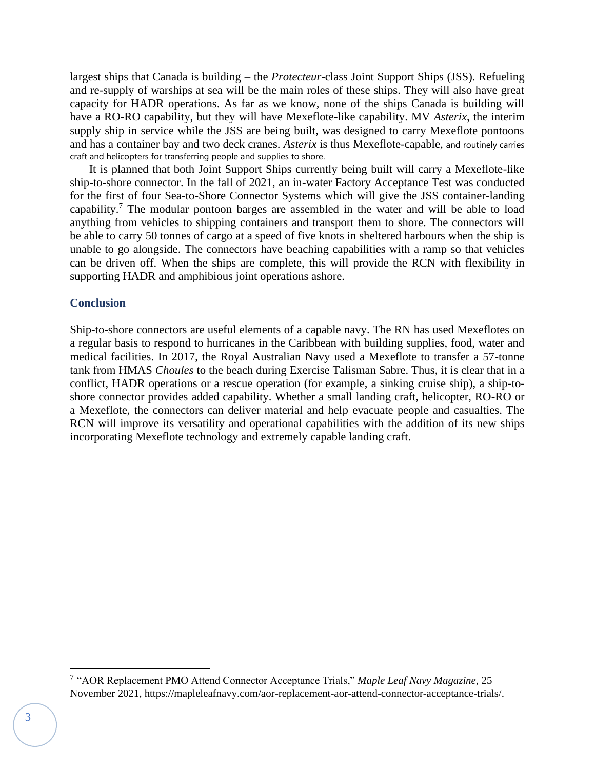largest ships that Canada is building – the *Protecteur*-class Joint Support Ships (JSS). Refueling and re-supply of warships at sea will be the main roles of these ships. They will also have great capacity for HADR operations. As far as we know, none of the ships Canada is building will have a RO-RO capability, but they will have Mexeflote-like capability. MV *Asterix*, the interim supply ship in service while the JSS are being built, was designed to carry Mexeflote pontoons and has a container bay and two deck cranes. *Asterix* is thus Mexeflote-capable, and routinely carries craft and helicopters for transferring people and supplies to shore.

It is planned that both Joint Support Ships currently being built will carry a Mexeflote-like ship-to-shore connector. In the fall of 2021, an in-water Factory Acceptance Test was conducted for the first of four Sea-to-Shore Connector Systems which will give the JSS container-landing capability.[7] The modular pontoon barges are assembled in the water and will be able to load anything from vehicles to shipping containers and transport them to shore. The connectors will be able to carry 50 tonnes of cargo at a speed of five knots in sheltered harbours when the ship is unable to go alongside. The connectors have beaching capabilities with a ramp so that vehicles can be driven off. When the ships are complete, this will provide the RCN with flexibility in supporting HADR and amphibious joint operations ashore.

### Conclusion

Ship-to-shore connectors are useful elements of a capable navy. The RN has used Mexeflotes on a regular basis to respond to hurricanes in the Caribbean with building supplies, food, water and medical facilities. In 2017, the Royal Australian Navy used a Mexeflote to transfer a 57-tonne tank from HMAS *Choules* to the beach during Exercise Talisman Sabre. Thus, it is clear that in a conflict, HADR operations or a rescue operation (for example, a sinking cruise ship), a ship-to-shore connector provides added capability. Whether a small landing craft, helicopter, RO-RO or a Mexeflote, the connectors can deliver material and help evacuate people and casualties. The RCN will improve its versatility and operational capabilities with the addition of its new ships incorporating Mexeflote technology and extremely capable landing craft.

---

[7] "AOR Replacement PMO Attend Connector Acceptance Trials," *Maple Leaf Navy Magazine*, 25 November 2021, https://mapleleafnavy.com/aor-replacement-aor-attend-connector-acceptance-trials/.